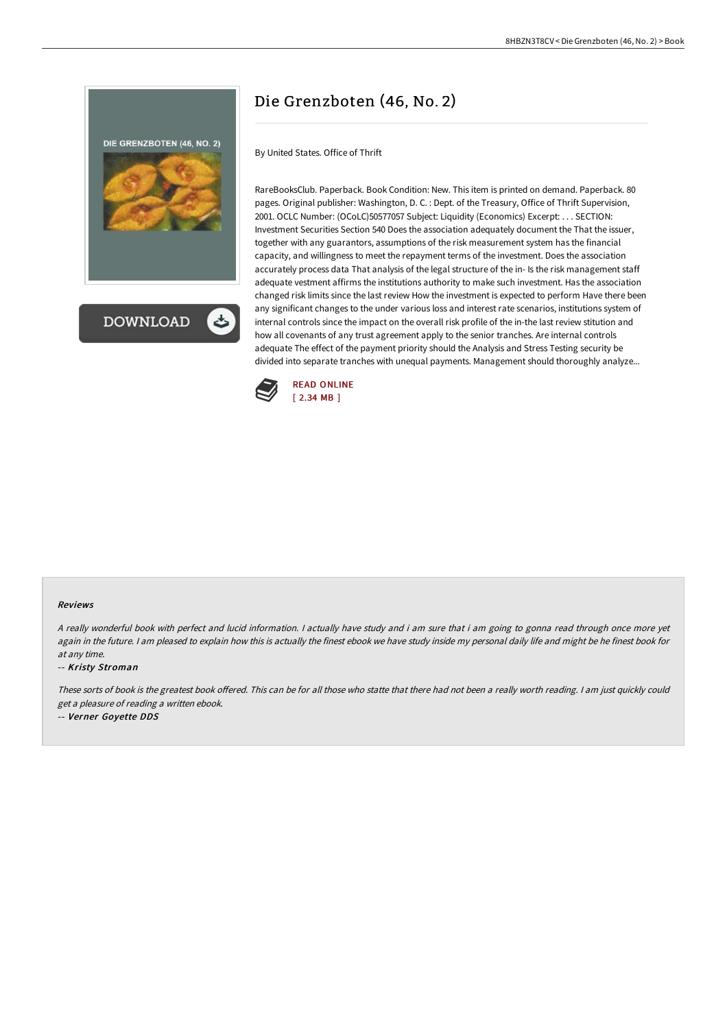# Die Grenzboten (46, No. 2)

By United States. Office of Thrift

RareBooksClub. Paperback. Book Condition: New. This item is printed on demand. Paperback. 80 pages. Original publisher: Washington, D. C. : Dept. of the Treasury, Office of Thrift Supervision, 2001. OCLC Number: (OCoLC)50577057 Subject: Liquidity (Economics) Excerpt: . . . SECTION: Investment Securities Section 540 Does the association adequately document the That the issuer, together with any guarantors, assumptions of the risk measurement system has the financial capacity, and willingness to meet the repayment terms of the investment. Does the association accurately process data That analysis of the legal structure of the in- Is the risk management staff adequate vestment affirms the institutions authority to make such investment. Has the association changed risk limits since the last review How the investment is expected to perform Have there been any significant changes to the under various loss and interest rate scenarios, institutions system of internal controls since the impact on the overall risk profile of the in-the last review stitution and how all covenants of any trust agreement apply to the senior tranches. Are internal controls adequate The effect of the payment priority should the Analysis and Stress Testing security be divided into separate tranches with unequal payments. Management should thoroughly analyze...

READ ONLINE
[ 2.34 MB ]

#### Reviews

*A really wonderful book with perfect and lucid information. I actually have study and i am sure that i am going to gonna read through once more yet again in the future. I am pleased to explain how this is actually the finest ebook we have study inside my personal daily life and might be he finest book for at any time.*

-- *Kristy Stroman*

*These sorts of book is the greatest book offered. This can be for all those who statte that there had not been a really worth reading. I am just quickly could get a pleasure of reading a written ebook.*

-- *Verner Goyette DDS*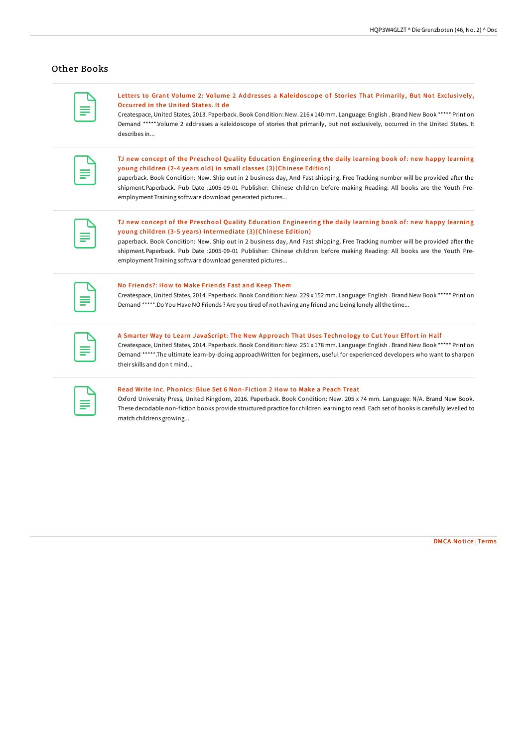## Other Books

**Letters to Grant Volume 2: Volume 2 Addresses a Kaleidoscope of Stories That Primarily, But Not Exclusively, Occurred in the United States. It de**

Createspace, United States, 2013. Paperback. Book Condition: New. 216 x 140 mm. Language: English . Brand New Book ***** Print on Demand *****.Volume 2 addresses a kaleidoscope of stories that primarily, but not exclusively, occurred in the United States. It describes in...

**TJ new concept of the Preschool Quality Education Engineering the daily learning book of: new happy learning young children (2-4 years old) in small classes (3)(Chinese Edition)**

paperback. Book Condition: New. Ship out in 2 business day, And Fast shipping, Free Tracking number will be provided after the shipment.Paperback. Pub Date :2005-09-01 Publisher: Chinese children before making Reading: All books are the Youth Pre-employment Training software download generated pictures...

**TJ new concept of the Preschool Quality Education Engineering the daily learning book of: new happy learning young children (3-5 years) Intermediate (3)(Chinese Edition)**

paperback. Book Condition: New. Ship out in 2 business day, And Fast shipping, Free Tracking number will be provided after the shipment.Paperback. Pub Date :2005-09-01 Publisher: Chinese children before making Reading: All books are the Youth Pre-employment Training software download generated pictures...

**No Friends?: How to Make Friends Fast and Keep Them**

Createspace, United States, 2014. Paperback. Book Condition: New. 229 x 152 mm. Language: English . Brand New Book ***** Print on Demand *****.Do You Have NO Friends ? Are you tired of not having any friend and being lonely all the time...

**A Smarter Way to Learn JavaScript: The New Approach That Uses Technology to Cut Your Effort in Half**

Createspace, United States, 2014. Paperback. Book Condition: New. 251 x 178 mm. Language: English . Brand New Book ***** Print on Demand *****.The ultimate learn-by-doing approachWritten for beginners, useful for experienced developers who want to sharpen their skills and don t mind...

**Read Write Inc. Phonics: Blue Set 6 Non-Fiction 2 How to Make a Peach Treat**

Oxford University Press, United Kingdom, 2016. Paperback. Book Condition: New. 205 x 74 mm. Language: N/A. Brand New Book. These decodable non-fiction books provide structured practice for children learning to read. Each set of books is carefully levelled to match childrens growing...

DMCA Notice | Terms